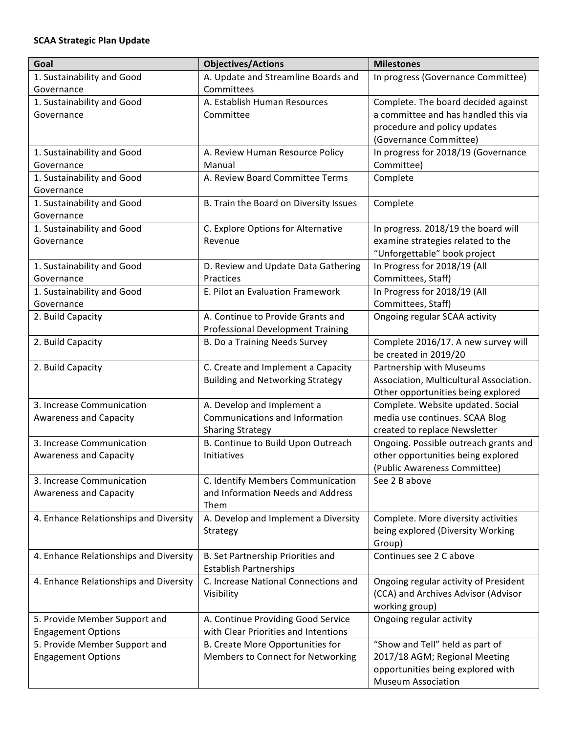**SCAA Strategic Plan Update**

| Goal | Objectives/Actions | Milestones |
|---|---|---|
| 1. Sustainability and Good Governance | A. Update and Streamline Boards and Committees | In progress (Governance Committee) |
| 1. Sustainability and Good Governance | A. Establish Human Resources Committee | Complete. The board decided against a committee and has handled this via procedure and policy updates (Governance Committee) |
| 1. Sustainability and Good Governance | A. Review Human Resource Policy Manual | In progress for 2018/19 (Governance Committee) |
| 1. Sustainability and Good Governance | A. Review Board Committee Terms | Complete |
| 1. Sustainability and Good Governance | B. Train the Board on Diversity Issues | Complete |
| 1. Sustainability and Good Governance | C. Explore Options for Alternative Revenue | In progress. 2018/19 the board will examine strategies related to the "Unforgettable" book project |
| 1. Sustainability and Good Governance | D. Review and Update Data Gathering Practices | In Progress for 2018/19 (All Committees, Staff) |
| 1. Sustainability and Good Governance | E. Pilot an Evaluation Framework | In Progress for 2018/19 (All Committees, Staff) |
| 2. Build Capacity | A. Continue to Provide Grants and Professional Development Training | Ongoing regular SCAA activity |
| 2. Build Capacity | B. Do a Training Needs Survey | Complete 2016/17. A new survey will be created in 2019/20 |
| 2. Build Capacity | C. Create and Implement a Capacity Building and Networking Strategy | Partnership with Museums Association, Multicultural Association. Other opportunities being explored |
| 3. Increase Communication Awareness and Capacity | A. Develop and Implement a Communications and Information Sharing Strategy | Complete. Website updated. Social media use continues. SCAA Blog created to replace Newsletter |
| 3. Increase Communication Awareness and Capacity | B. Continue to Build Upon Outreach Initiatives | Ongoing. Possible outreach grants and other opportunities being explored (Public Awareness Committee) |
| 3. Increase Communication Awareness and Capacity | C. Identify Members Communication and Information Needs and Address Them | See 2 B above |
| 4. Enhance Relationships and Diversity | A. Develop and Implement a Diversity Strategy | Complete. More diversity activities being explored (Diversity Working Group) |
| 4. Enhance Relationships and Diversity | B. Set Partnership Priorities and Establish Partnerships | Continues see 2 C above |
| 4. Enhance Relationships and Diversity | C. Increase National Connections and Visibility | Ongoing regular activity of President (CCA) and Archives Advisor (Advisor working group) |
| 5. Provide Member Support and Engagement Options | A. Continue Providing Good Service with Clear Priorities and Intentions | Ongoing regular activity |
| 5. Provide Member Support and Engagement Options | B. Create More Opportunities for Members to Connect for Networking | "Show and Tell" held as part of 2017/18 AGM; Regional Meeting opportunities being explored with Museum Association |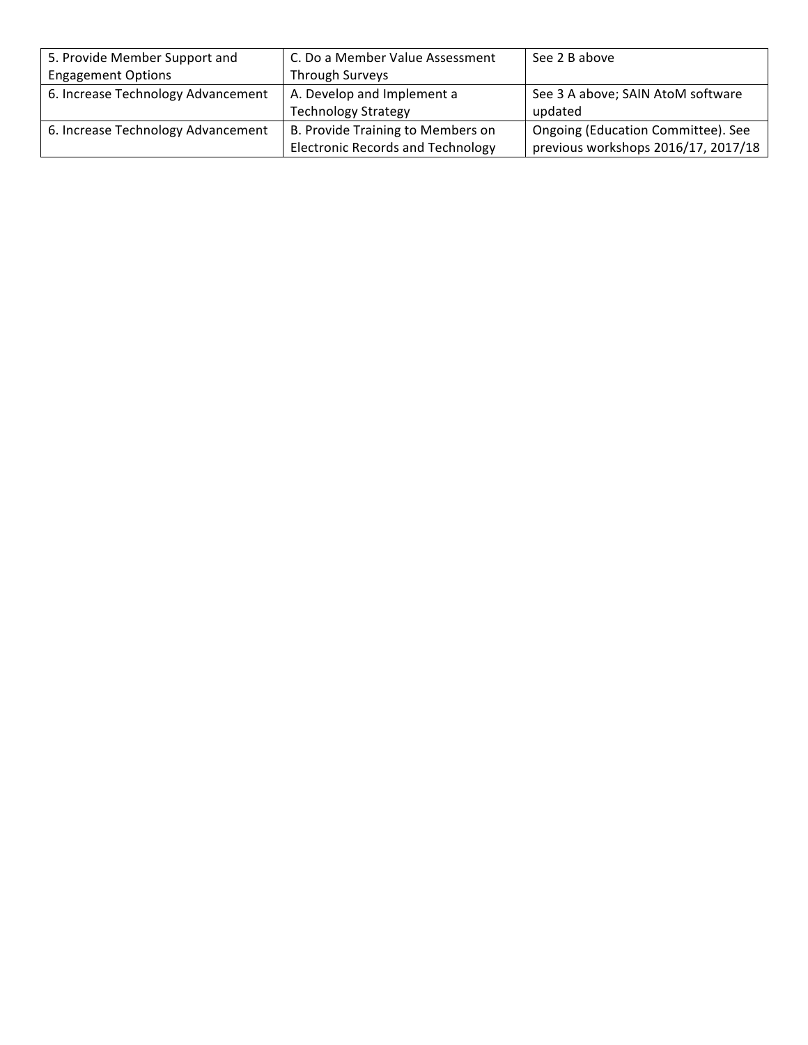| | | |
|---|---|---|
| 5. Provide Member Support and Engagement Options | C. Do a Member Value Assessment Through Surveys | See 2 B above |
| 6. Increase Technology Advancement | A. Develop and Implement a Technology Strategy | See 3 A above; SAIN AtoM software updated |
| 6. Increase Technology Advancement | B. Provide Training to Members on Electronic Records and Technology | Ongoing (Education Committee). See previous workshops 2016/17, 2017/18 |